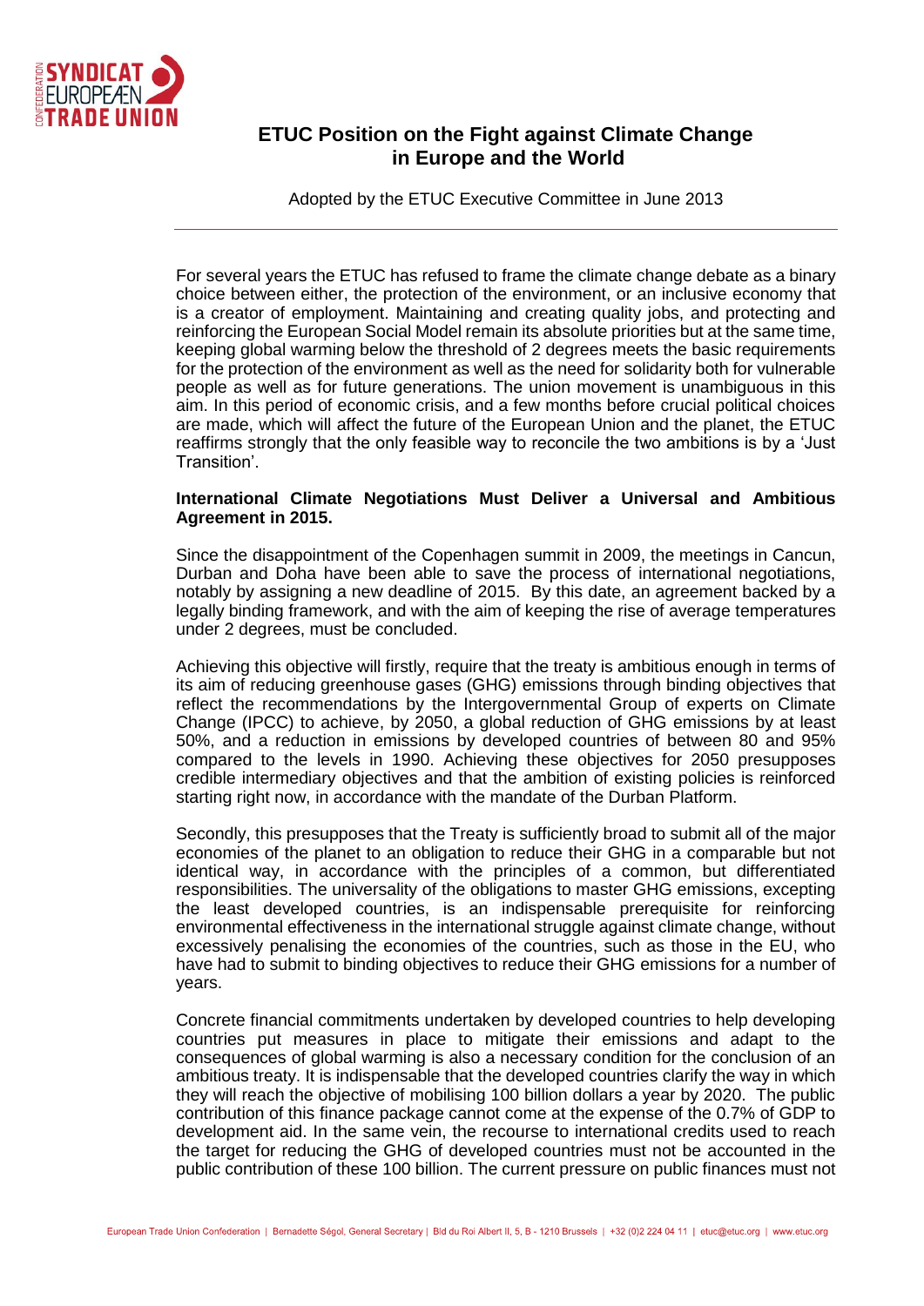# ETUC Position on the Fight against Climate Change in Europe and the World

Adopted by the ETUC Executive Committee in June 2013

For several years the ETUC has refused to frame the climate change debate as a binary choice between either, the protection of the environment, or an inclusive economy that is a creator of employment. Maintaining and creating quality jobs, and protecting and reinforcing the European Social Model remain its absolute priorities but at the same time, keeping global warming below the threshold of 2 degrees meets the basic requirements for the protection of the environment as well as the need for solidarity both for vulnerable people as well as for future generations. The union movement is unambiguous in this aim. In this period of economic crisis, and a few months before crucial political choices are made, which will affect the future of the European Union and the planet, the ETUC reaffirms strongly that the only feasible way to reconcile the two ambitions is by a 'Just Transition'.

**International Climate Negotiations Must Deliver a Universal and Ambitious Agreement in 2015.**

Since the disappointment of the Copenhagen summit in 2009, the meetings in Cancun, Durban and Doha have been able to save the process of international negotiations, notably by assigning a new deadline of 2015. By this date, an agreement backed by a legally binding framework, and with the aim of keeping the rise of average temperatures under 2 degrees, must be concluded.

Achieving this objective will firstly, require that the treaty is ambitious enough in terms of its aim of reducing greenhouse gases (GHG) emissions through binding objectives that reflect the recommendations by the Intergovernmental Group of experts on Climate Change (IPCC) to achieve, by 2050, a global reduction of GHG emissions by at least 50%, and a reduction in emissions by developed countries of between 80 and 95% compared to the levels in 1990. Achieving these objectives for 2050 presupposes credible intermediary objectives and that the ambition of existing policies is reinforced starting right now, in accordance with the mandate of the Durban Platform.

Secondly, this presupposes that the Treaty is sufficiently broad to submit all of the major economies of the planet to an obligation to reduce their GHG in a comparable but not identical way, in accordance with the principles of a common, but differentiated responsibilities. The universality of the obligations to master GHG emissions, excepting the least developed countries, is an indispensable prerequisite for reinforcing environmental effectiveness in the international struggle against climate change, without excessively penalising the economies of the countries, such as those in the EU, who have had to submit to binding objectives to reduce their GHG emissions for a number of years.

Concrete financial commitments undertaken by developed countries to help developing countries put measures in place to mitigate their emissions and adapt to the consequences of global warming is also a necessary condition for the conclusion of an ambitious treaty. It is indispensable that the developed countries clarify the way in which they will reach the objective of mobilising 100 billion dollars a year by 2020. The public contribution of this finance package cannot come at the expense of the 0.7% of GDP to development aid. In the same vein, the recourse to international credits used to reach the target for reducing the GHG of developed countries must not be accounted in the public contribution of these 100 billion. The current pressure on public finances must not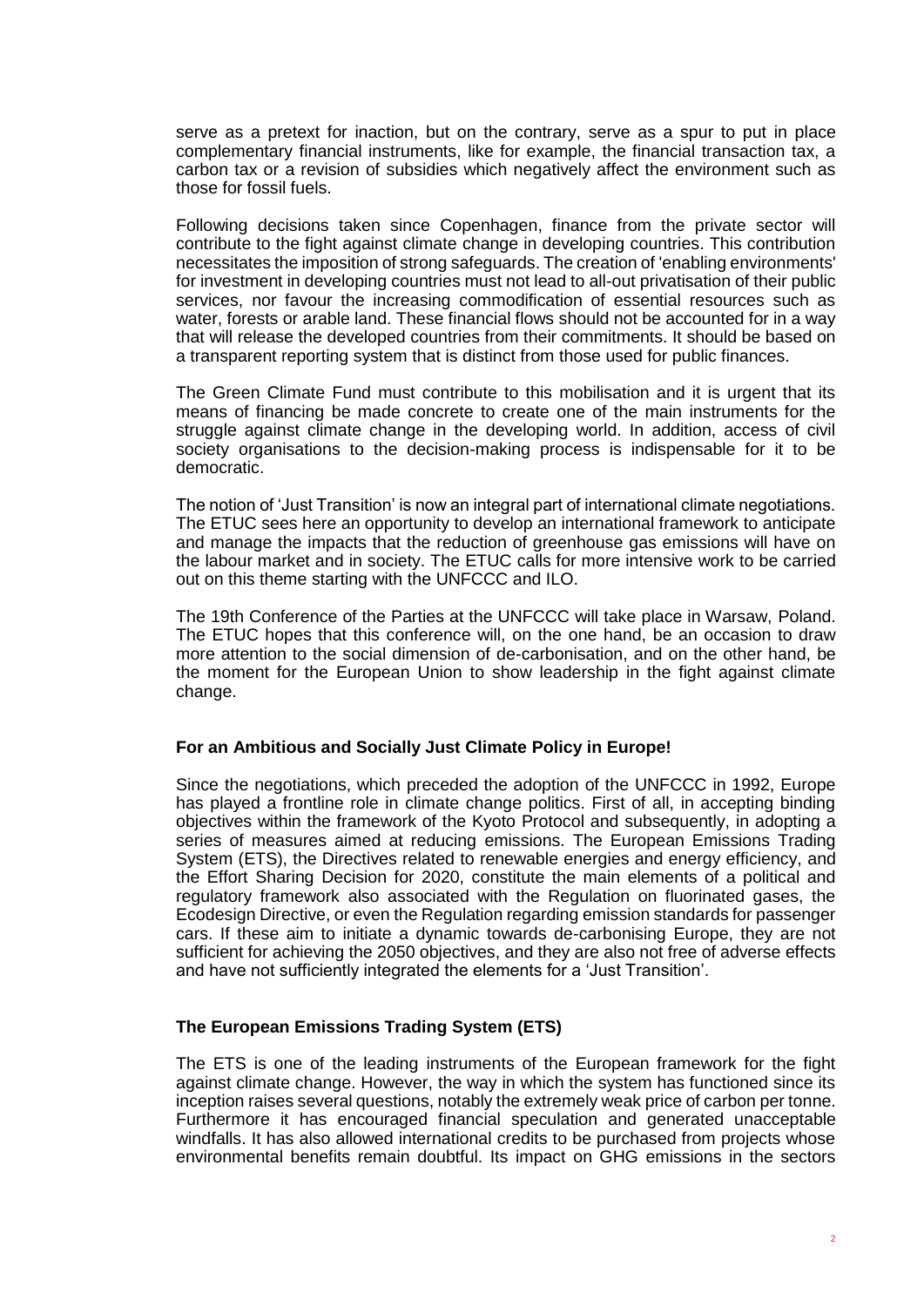serve as a pretext for inaction, but on the contrary, serve as a spur to put in place complementary financial instruments, like for example, the financial transaction tax, a carbon tax or a revision of subsidies which negatively affect the environment such as those for fossil fuels.

Following decisions taken since Copenhagen, finance from the private sector will contribute to the fight against climate change in developing countries. This contribution necessitates the imposition of strong safeguards. The creation of 'enabling environments' for investment in developing countries must not lead to all-out privatisation of their public services, nor favour the increasing commodification of essential resources such as water, forests or arable land. These financial flows should not be accounted for in a way that will release the developed countries from their commitments. It should be based on a transparent reporting system that is distinct from those used for public finances.

The Green Climate Fund must contribute to this mobilisation and it is urgent that its means of financing be made concrete to create one of the main instruments for the struggle against climate change in the developing world. In addition, access of civil society organisations to the decision-making process is indispensable for it to be democratic.

The notion of 'Just Transition' is now an integral part of international climate negotiations. The ETUC sees here an opportunity to develop an international framework to anticipate and manage the impacts that the reduction of greenhouse gas emissions will have on the labour market and in society. The ETUC calls for more intensive work to be carried out on this theme starting with the UNFCCC and ILO.

The 19th Conference of the Parties at the UNFCCC will take place in Warsaw, Poland. The ETUC hopes that this conference will, on the one hand, be an occasion to draw more attention to the social dimension of de-carbonisation, and on the other hand, be the moment for the European Union to show leadership in the fight against climate change.

**For an Ambitious and Socially Just Climate Policy in Europe!**

Since the negotiations, which preceded the adoption of the UNFCCC in 1992, Europe has played a frontline role in climate change politics. First of all, in accepting binding objectives within the framework of the Kyoto Protocol and subsequently, in adopting a series of measures aimed at reducing emissions. The European Emissions Trading System (ETS), the Directives related to renewable energies and energy efficiency, and the Effort Sharing Decision for 2020, constitute the main elements of a political and regulatory framework also associated with the Regulation on fluorinated gases, the Ecodesign Directive, or even the Regulation regarding emission standards for passenger cars. If these aim to initiate a dynamic towards de-carbonising Europe, they are not sufficient for achieving the 2050 objectives, and they are also not free of adverse effects and have not sufficiently integrated the elements for a 'Just Transition'.

**The European Emissions Trading System (ETS)**

The ETS is one of the leading instruments of the European framework for the fight against climate change. However, the way in which the system has functioned since its inception raises several questions, notably the extremely weak price of carbon per tonne. Furthermore it has encouraged financial speculation and generated unacceptable windfalls. It has also allowed international credits to be purchased from projects whose environmental benefits remain doubtful. Its impact on GHG emissions in the sectors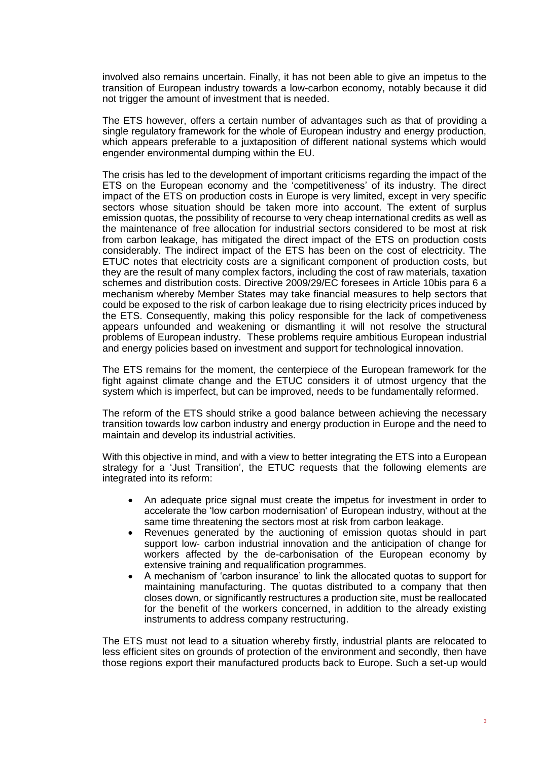involved also remains uncertain. Finally, it has not been able to give an impetus to the transition of European industry towards a low-carbon economy, notably because it did not trigger the amount of investment that is needed.

The ETS however, offers a certain number of advantages such as that of providing a single regulatory framework for the whole of European industry and energy production, which appears preferable to a juxtaposition of different national systems which would engender environmental dumping within the EU.

The crisis has led to the development of important criticisms regarding the impact of the ETS on the European economy and the 'competitiveness' of its industry. The direct impact of the ETS on production costs in Europe is very limited, except in very specific sectors whose situation should be taken more into account. The extent of surplus emission quotas, the possibility of recourse to very cheap international credits as well as the maintenance of free allocation for industrial sectors considered to be most at risk from carbon leakage, has mitigated the direct impact of the ETS on production costs considerably. The indirect impact of the ETS has been on the cost of electricity. The ETUC notes that electricity costs are a significant component of production costs, but they are the result of many complex factors, including the cost of raw materials, taxation schemes and distribution costs. Directive 2009/29/EC foresees in Article 10bis para 6 a mechanism whereby Member States may take financial measures to help sectors that could be exposed to the risk of carbon leakage due to rising electricity prices induced by the ETS. Consequently, making this policy responsible for the lack of competiveness appears unfounded and weakening or dismantling it will not resolve the structural problems of European industry. These problems require ambitious European industrial and energy policies based on investment and support for technological innovation.

The ETS remains for the moment, the centerpiece of the European framework for the fight against climate change and the ETUC considers it of utmost urgency that the system which is imperfect, but can be improved, needs to be fundamentally reformed.

The reform of the ETS should strike a good balance between achieving the necessary transition towards low carbon industry and energy production in Europe and the need to maintain and develop its industrial activities.

With this objective in mind, and with a view to better integrating the ETS into a European strategy for a 'Just Transition', the ETUC requests that the following elements are integrated into its reform:

- An adequate price signal must create the impetus for investment in order to accelerate the 'low carbon modernisation' of European industry, without at the same time threatening the sectors most at risk from carbon leakage.
- Revenues generated by the auctioning of emission quotas should in part support low- carbon industrial innovation and the anticipation of change for workers affected by the de-carbonisation of the European economy by extensive training and requalification programmes.
- A mechanism of 'carbon insurance' to link the allocated quotas to support for maintaining manufacturing. The quotas distributed to a company that then closes down, or significantly restructures a production site, must be reallocated for the benefit of the workers concerned, in addition to the already existing instruments to address company restructuring.

The ETS must not lead to a situation whereby firstly, industrial plants are relocated to less efficient sites on grounds of protection of the environment and secondly, then have those regions export their manufactured products back to Europe. Such a set-up would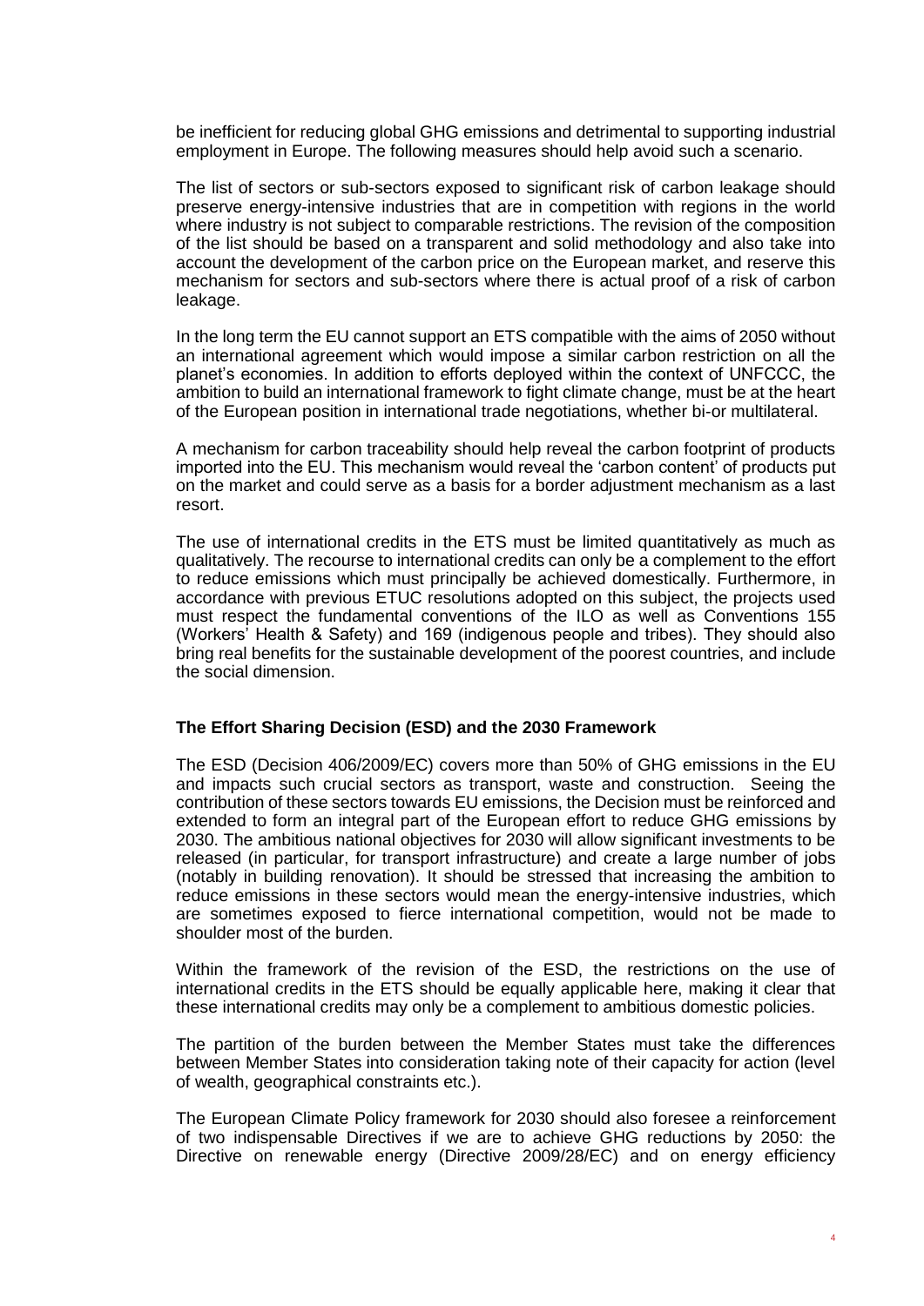be inefficient for reducing global GHG emissions and detrimental to supporting industrial employment in Europe. The following measures should help avoid such a scenario.

The list of sectors or sub-sectors exposed to significant risk of carbon leakage should preserve energy-intensive industries that are in competition with regions in the world where industry is not subject to comparable restrictions. The revision of the composition of the list should be based on a transparent and solid methodology and also take into account the development of the carbon price on the European market, and reserve this mechanism for sectors and sub-sectors where there is actual proof of a risk of carbon leakage.

In the long term the EU cannot support an ETS compatible with the aims of 2050 without an international agreement which would impose a similar carbon restriction on all the planet's economies. In addition to efforts deployed within the context of UNFCCC, the ambition to build an international framework to fight climate change, must be at the heart of the European position in international trade negotiations, whether bi-or multilateral.

A mechanism for carbon traceability should help reveal the carbon footprint of products imported into the EU. This mechanism would reveal the 'carbon content' of products put on the market and could serve as a basis for a border adjustment mechanism as a last resort.

The use of international credits in the ETS must be limited quantitatively as much as qualitatively. The recourse to international credits can only be a complement to the effort to reduce emissions which must principally be achieved domestically. Furthermore, in accordance with previous ETUC resolutions adopted on this subject, the projects used must respect the fundamental conventions of the ILO as well as Conventions 155 (Workers' Health & Safety) and 169 (indigenous people and tribes). They should also bring real benefits for the sustainable development of the poorest countries, and include the social dimension.

**The Effort Sharing Decision (ESD) and the 2030 Framework**

The ESD (Decision 406/2009/EC) covers more than 50% of GHG emissions in the EU and impacts such crucial sectors as transport, waste and construction. Seeing the contribution of these sectors towards EU emissions, the Decision must be reinforced and extended to form an integral part of the European effort to reduce GHG emissions by 2030. The ambitious national objectives for 2030 will allow significant investments to be released (in particular, for transport infrastructure) and create a large number of jobs (notably in building renovation). It should be stressed that increasing the ambition to reduce emissions in these sectors would mean the energy-intensive industries, which are sometimes exposed to fierce international competition, would not be made to shoulder most of the burden.

Within the framework of the revision of the ESD, the restrictions on the use of international credits in the ETS should be equally applicable here, making it clear that these international credits may only be a complement to ambitious domestic policies.

The partition of the burden between the Member States must take the differences between Member States into consideration taking note of their capacity for action (level of wealth, geographical constraints etc.).

The European Climate Policy framework for 2030 should also foresee a reinforcement of two indispensable Directives if we are to achieve GHG reductions by 2050: the Directive on renewable energy (Directive 2009/28/EC) and on energy efficiency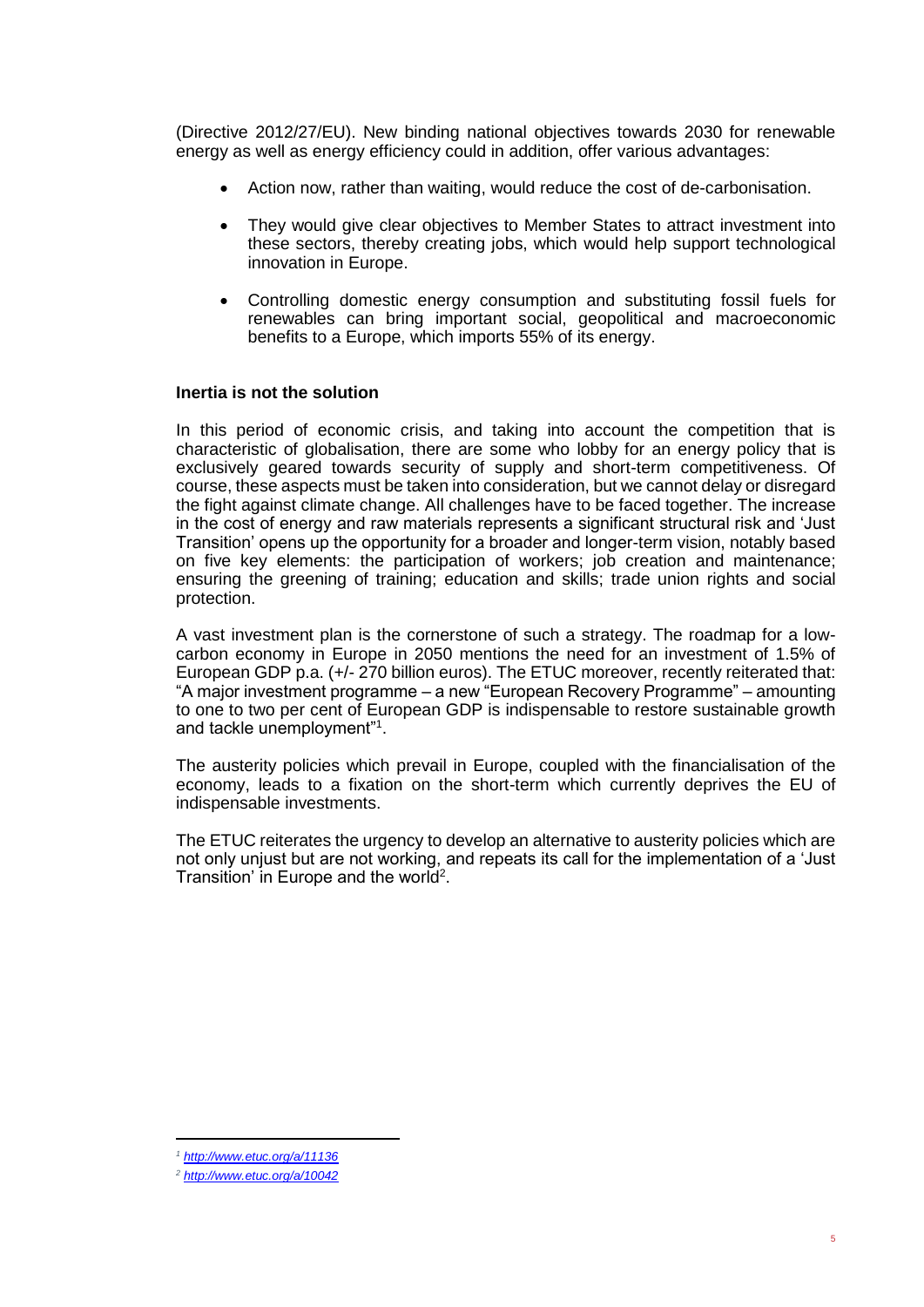(Directive 2012/27/EU). New binding national objectives towards 2030 for renewable energy as well as energy efficiency could in addition, offer various advantages:

- Action now, rather than waiting, would reduce the cost of de-carbonisation.
- They would give clear objectives to Member States to attract investment into these sectors, thereby creating jobs, which would help support technological innovation in Europe.
- Controlling domestic energy consumption and substituting fossil fuels for renewables can bring important social, geopolitical and macroeconomic benefits to a Europe, which imports 55% of its energy.

**Inertia is not the solution**

In this period of economic crisis, and taking into account the competition that is characteristic of globalisation, there are some who lobby for an energy policy that is exclusively geared towards security of supply and short-term competitiveness. Of course, these aspects must be taken into consideration, but we cannot delay or disregard the fight against climate change. All challenges have to be faced together. The increase in the cost of energy and raw materials represents a significant structural risk and 'Just Transition' opens up the opportunity for a broader and longer-term vision, notably based on five key elements: the participation of workers; job creation and maintenance; ensuring the greening of training; education and skills; trade union rights and social protection.

A vast investment plan is the cornerstone of such a strategy. The roadmap for a low-carbon economy in Europe in 2050 mentions the need for an investment of 1.5% of European GDP p.a. (+/- 270 billion euros). The ETUC moreover, recently reiterated that: "A major investment programme – a new "European Recovery Programme" – amounting to one to two per cent of European GDP is indispensable to restore sustainable growth and tackle unemployment"[1].

The austerity policies which prevail in Europe, coupled with the financialisation of the economy, leads to a fixation on the short-term which currently deprives the EU of indispensable investments.

The ETUC reiterates the urgency to develop an alternative to austerity policies which are not only unjust but are not working, and repeats its call for the implementation of a 'Just Transition' in Europe and the world[2].

---

[1] http://www.etuc.org/a/11136

[2] http://www.etuc.org/a/10042